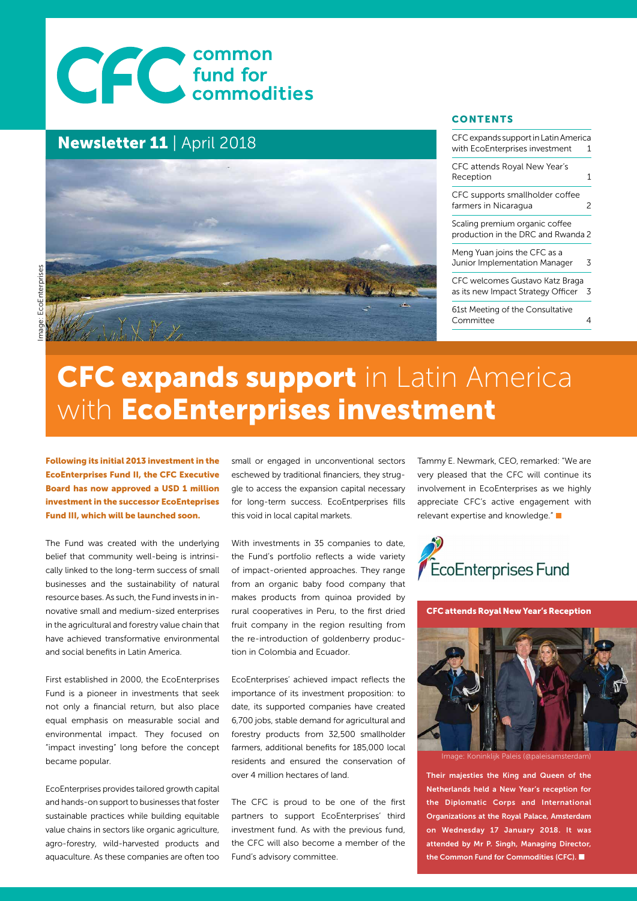# common fund for commodities

## Newsletter 11 | April 2018

Image: EcoEnterprises

### CONTENTS

| | |
|---|---|
| CFC expands support in Latin America with EcoEnterprises investment | 1 |
| CFC attends Royal New Year's Reception | 1 |
| CFC supports smallholder coffee farmers in Nicaragua | 2 |
| Scaling premium organic coffee production in the DRC and Rwanda | 2 |
| Meng Yuan joins the CFC as a Junior Implementation Manager | 3 |
| CFC welcomes Gustavo Katz Braga as its new Impact Strategy Officer | 3 |
| 61st Meeting of the Consultative Committee | 4 |

# CFC expands support in Latin America with EcoEnterprises investment

**Following its initial 2013 investment in the EcoEnterprises Fund II, the CFC Executive Board has now approved a USD 1 million investment in the successor EcoEnteprises Fund III, which will be launched soon.**

The Fund was created with the underlying belief that community well-being is intrinsically linked to the long-term success of small businesses and the sustainability of natural resource bases. As such, the Fund invests in innovative small and medium-sized enterprises in the agricultural and forestry value chain that have achieved transformative environmental and social benefits in Latin America.

First established in 2000, the EcoEnterprises Fund is a pioneer in investments that seek not only a financial return, but also place equal emphasis on measurable social and environmental impact. They focused on "impact investing" long before the concept became popular.

EcoEnterprises provides tailored growth capital and hands-on support to businesses that foster sustainable practices while building equitable value chains in sectors like organic agriculture, agro-forestry, wild-harvested products and aquaculture. As these companies are often too small or engaged in unconventional sectors eschewed by traditional financiers, they struggle to access the expansion capital necessary for long-term success. EcoEntperprises fills this void in local capital markets.

With investments in 35 companies to date, the Fund's portfolio reflects a wide variety of impact-oriented approaches. They range from an organic baby food company that makes products from quinoa provided by rural cooperatives in Peru, to the first dried fruit company in the region resulting from the re-introduction of goldenberry production in Colombia and Ecuador.

EcoEnterprises' achieved impact reflects the importance of its investment proposition: to date, its supported companies have created 6,700 jobs, stable demand for agricultural and forestry products from 32,500 smallholder farmers, additional benefits for 185,000 local residents and ensured the conservation of over 4 million hectares of land.

The CFC is proud to be one of the first partners to support EcoEnterprises' third investment fund. As with the previous fund, the CFC will also become a member of the Fund's advisory committee.

Tammy E. Newmark, CEO, remarked: "We are very pleased that the CFC will continue its involvement in EcoEnterprises as we highly appreciate CFC's active engagement with relevant expertise and knowledge." ■

EcoEnterprises Fund

### CFC attends Royal New Year's Reception

Image: Koninklijk Paleis (@paleisamsterdam)

**Their majesties the King and Queen of the Netherlands held a New Year's reception for the Diplomatic Corps and International Organizations at the Royal Palace, Amsterdam on Wednesday 17 January 2018. It was attended by Mr P. Singh, Managing Director, the Common Fund for Commodities (CFC).** ■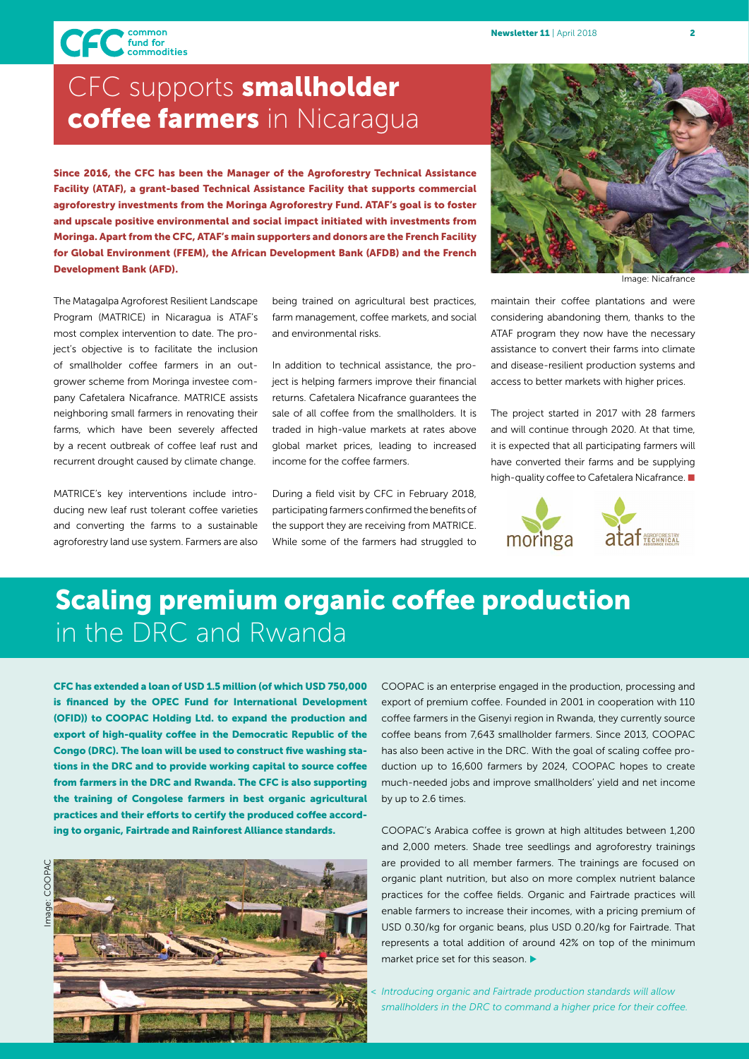# CFC supports **smallholder coffee farmers** in Nicaragua

**Since 2016, the CFC has been the Manager of the Agroforestry Technical Assistance Facility (ATAF), a grant-based Technical Assistance Facility that supports commercial agroforestry investments from the Moringa Agroforestry Fund. ATAF's goal is to foster and upscale positive environmental and social impact initiated with investments from Moringa. Apart from the CFC, ATAF's main supporters and donors are the French Facility for Global Environment (FFEM), the African Development Bank (AFDB) and the French Development Bank (AFD).**

Image: Nicafrance

The Matagalpa Agroforest Resilient Landscape Program (MATRICE) in Nicaragua is ATAF's most complex intervention to date. The project's objective is to facilitate the inclusion of smallholder coffee farmers in an outgrower scheme from Moringa investee company Cafetalera Nicafrance. MATRICE assists neighboring small farmers in renovating their farms, which have been severely affected by a recent outbreak of coffee leaf rust and recurrent drought caused by climate change.

MATRICE's key interventions include introducing new leaf rust tolerant coffee varieties and converting the farms to a sustainable agroforestry land use system. Farmers are also being trained on agricultural best practices, farm management, coffee markets, and social and environmental risks.

In addition to technical assistance, the project is helping farmers improve their financial returns. Cafetalera Nicafrance guarantees the sale of all coffee from the smallholders. It is traded in high-value markets at rates above global market prices, leading to increased income for the coffee farmers.

During a field visit by CFC in February 2018, participating farmers confirmed the benefits of the support they are receiving from MATRICE. While some of the farmers had struggled to maintain their coffee plantations and were considering abandoning them, thanks to the ATAF program they now have the necessary assistance to convert their farms into climate and disease-resilient production systems and access to better markets with higher prices.

The project started in 2017 with 28 farmers and will continue through 2020. At that time, it is expected that all participating farmers will have converted their farms and be supplying high-quality coffee to Cafetalera Nicafrance. ■

# **Scaling premium organic coffee production** in the DRC and Rwanda

**CFC has extended a loan of USD 1.5 million (of which USD 750,000 is financed by the OPEC Fund for International Development (OFID)) to COOPAC Holding Ltd. to expand the production and export of high-quality coffee in the Democratic Republic of the Congo (DRC). The loan will be used to construct five washing stations in the DRC and to provide working capital to source coffee from farmers in the DRC and Rwanda. The CFC is also supporting the training of Congolese farmers in best organic agricultural practices and their efforts to certify the produced coffee according to organic, Fairtrade and Rainforest Alliance standards.**

Image: COOPAC

*< Introducing organic and Fairtrade production standards will allow smallholders in the DRC to command a higher price for their coffee.*

COOPAC is an enterprise engaged in the production, processing and export of premium coffee. Founded in 2001 in cooperation with 110 coffee farmers in the Gisenyi region in Rwanda, they currently source coffee beans from 7,643 smallholder farmers. Since 2013, COOPAC has also been active in the DRC. With the goal of scaling coffee production up to 16,600 farmers by 2024, COOPAC hopes to create much-needed jobs and improve smallholders' yield and net income by up to 2.6 times.

COOPAC's Arabica coffee is grown at high altitudes between 1,200 and 2,000 meters. Shade tree seedlings and agroforestry trainings are provided to all member farmers. The trainings are focused on organic plant nutrition, but also on more complex nutrient balance practices for the coffee fields. Organic and Fairtrade practices will enable farmers to increase their incomes, with a pricing premium of USD 0.30/kg for organic beans, plus USD 0.20/kg for Fairtrade. That represents a total addition of around 42% on top of the minimum market price set for this season. ▶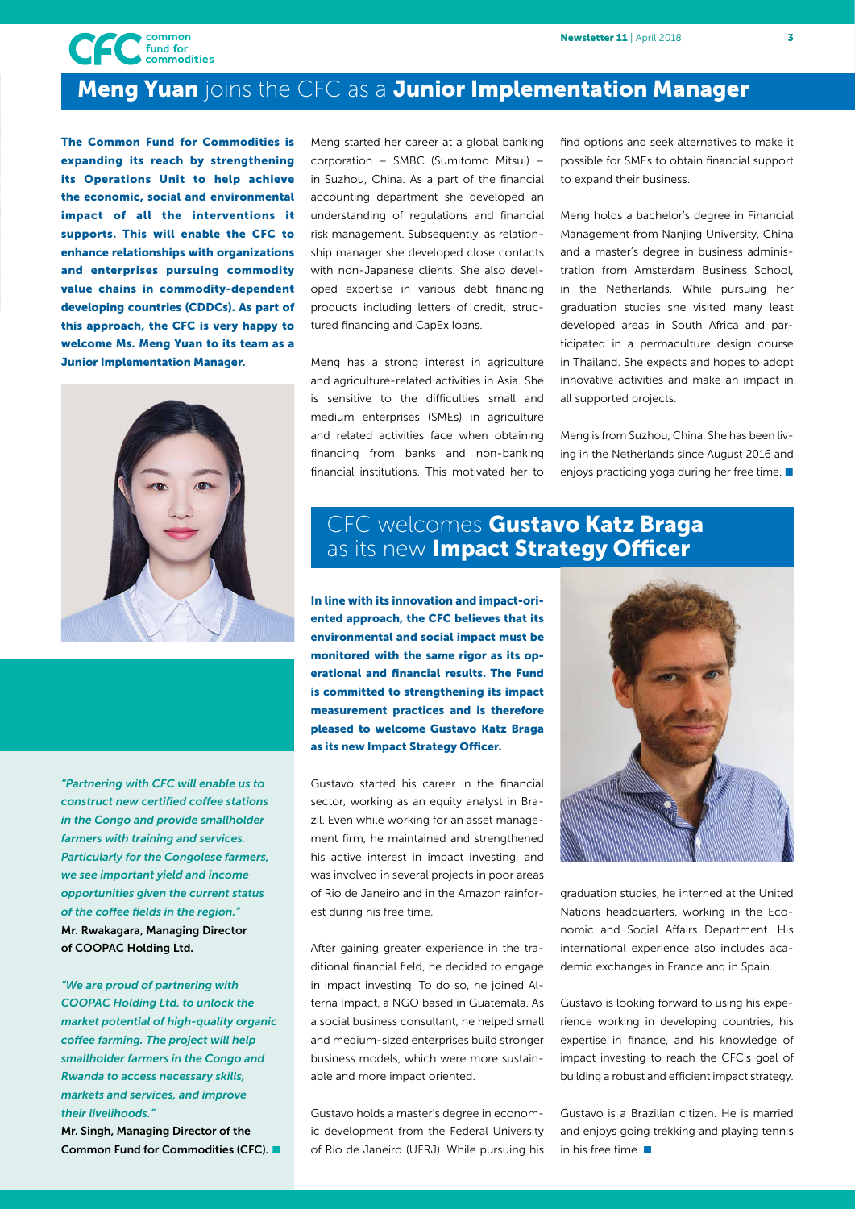## **Meng Yuan** joins the CFC as a **Junior Implementation Manager**

**The Common Fund for Commodities is expanding its reach by strengthening its Operations Unit to help achieve the economic, social and environmental impact of all the interventions it supports. This will enable the CFC to enhance relationships with organizations and enterprises pursuing commodity value chains in commodity-dependent developing countries (CDDCs). As part of this approach, the CFC is very happy to welcome Ms. Meng Yuan to its team as a Junior Implementation Manager.**

Meng started her career at a global banking corporation – SMBC (Sumitomo Mitsui) – in Suzhou, China. As a part of the financial accounting department she developed an understanding of regulations and financial risk management. Subsequently, as relationship manager she developed close contacts with non-Japanese clients. She also developed expertise in various debt financing products including letters of credit, structured financing and CapEx loans.

Meng has a strong interest in agriculture and agriculture-related activities in Asia. She is sensitive to the difficulties small and medium enterprises (SMEs) in agriculture and related activities face when obtaining financing from banks and non-banking financial institutions. This motivated her to find options and seek alternatives to make it possible for SMEs to obtain financial support to expand their business.

Meng holds a bachelor's degree in Financial Management from Nanjing University, China and a master's degree in business administration from Amsterdam Business School, in the Netherlands. While pursuing her graduation studies she visited many least developed areas in South Africa and participated in a permaculture design course in Thailand. She expects and hopes to adopt innovative activities and make an impact in all supported projects.

Meng is from Suzhou, China. She has been living in the Netherlands since August 2016 and enjoys practicing yoga during her free time. ■

*"Partnering with CFC will enable us to construct new certified coffee stations in the Congo and provide smallholder farmers with training and services. Particularly for the Congolese farmers, we see important yield and income opportunities given the current status of the coffee fields in the region."*
Mr. Rwakagara, Managing Director of COOPAC Holding Ltd.

*"We are proud of partnering with COOPAC Holding Ltd. to unlock the market potential of high-quality organic coffee farming. The project will help smallholder farmers in the Congo and Rwanda to access necessary skills, markets and services, and improve their livelihoods."*
Mr. Singh, Managing Director of the Common Fund for Commodities (CFC). ■

## CFC welcomes **Gustavo Katz Braga** as its new **Impact Strategy Officer**

**In line with its innovation and impact-oriented approach, the CFC believes that its environmental and social impact must be monitored with the same rigor as its operational and financial results. The Fund is committed to strengthening its impact measurement practices and is therefore pleased to welcome Gustavo Katz Braga as its new Impact Strategy Officer.**

Gustavo started his career in the financial sector, working as an equity analyst in Brazil. Even while working for an asset management firm, he maintained and strengthened his active interest in impact investing, and was involved in several projects in poor areas of Rio de Janeiro and in the Amazon rainforest during his free time.

After gaining greater experience in the traditional financial field, he decided to engage in impact investing. To do so, he joined Alterna Impact, a NGO based in Guatemala. As a social business consultant, he helped small and medium-sized enterprises build stronger business models, which were more sustainable and more impact oriented.

Gustavo holds a master's degree in economic development from the Federal University of Rio de Janeiro (UFRJ). While pursuing his graduation studies, he interned at the United Nations headquarters, working in the Economic and Social Affairs Department. His international experience also includes academic exchanges in France and in Spain.

Gustavo is looking forward to using his experience working in developing countries, his expertise in finance, and his knowledge of impact investing to reach the CFC's goal of building a robust and efficient impact strategy.

Gustavo is a Brazilian citizen. He is married and enjoys going trekking and playing tennis in his free time. ■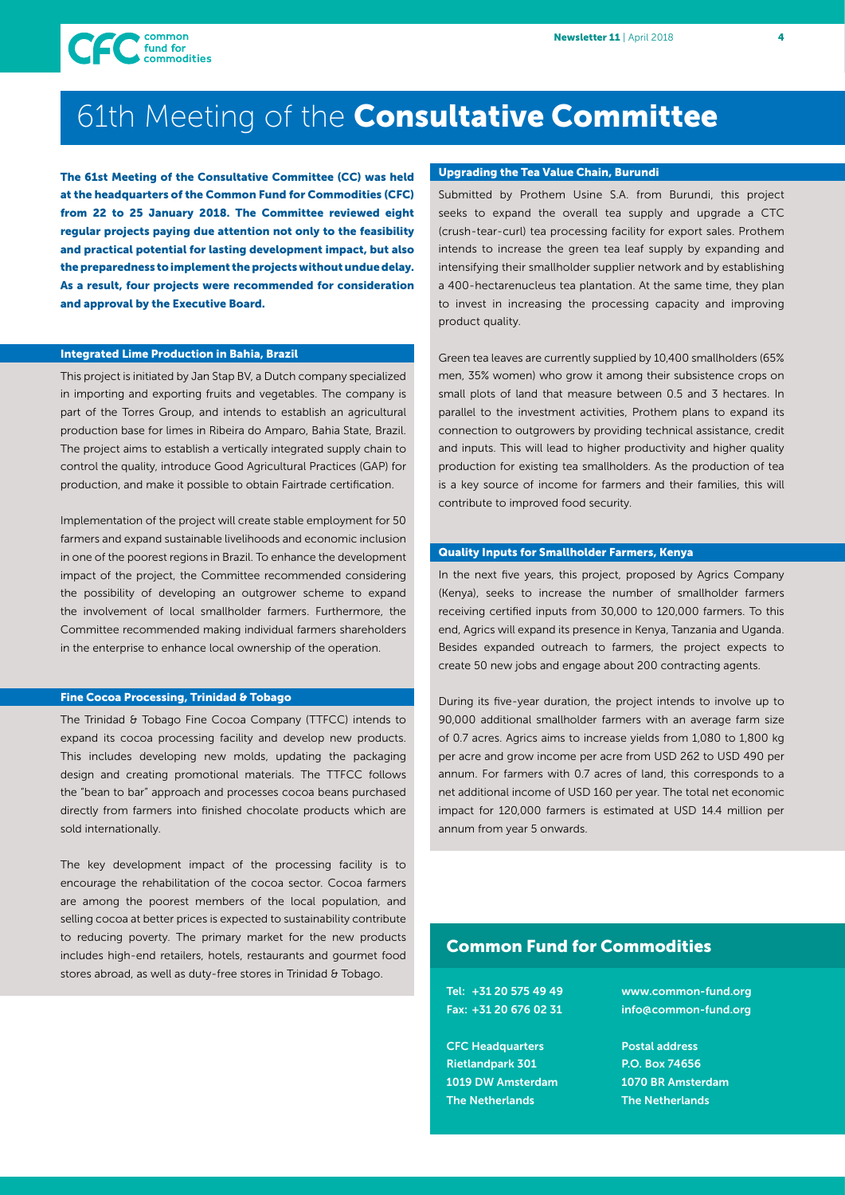# 61th Meeting of the **Consultative Committee**

**The 61st Meeting of the Consultative Committee (CC) was held at the headquarters of the Common Fund for Commodities (CFC) from 22 to 25 January 2018. The Committee reviewed eight regular projects paying due attention not only to the feasibility and practical potential for lasting development impact, but also the preparedness to implement the projects without undue delay. As a result, four projects were recommended for consideration and approval by the Executive Board.**

### Integrated Lime Production in Bahia, Brazil

This project is initiated by Jan Stap BV, a Dutch company specialized in importing and exporting fruits and vegetables. The company is part of the Torres Group, and intends to establish an agricultural production base for limes in Ribeira do Amparo, Bahia State, Brazil. The project aims to establish a vertically integrated supply chain to control the quality, introduce Good Agricultural Practices (GAP) for production, and make it possible to obtain Fairtrade certification.

Implementation of the project will create stable employment for 50 farmers and expand sustainable livelihoods and economic inclusion in one of the poorest regions in Brazil. To enhance the development impact of the project, the Committee recommended considering the possibility of developing an outgrower scheme to expand the involvement of local smallholder farmers. Furthermore, the Committee recommended making individual farmers shareholders in the enterprise to enhance local ownership of the operation.

### Fine Cocoa Processing, Trinidad & Tobago

The Trinidad & Tobago Fine Cocoa Company (TTFCC) intends to expand its cocoa processing facility and develop new products. This includes developing new molds, updating the packaging design and creating promotional materials. The TTFCC follows the "bean to bar" approach and processes cocoa beans purchased directly from farmers into finished chocolate products which are sold internationally.

The key development impact of the processing facility is to encourage the rehabilitation of the cocoa sector. Cocoa farmers are among the poorest members of the local population, and selling cocoa at better prices is expected to sustainability contribute to reducing poverty. The primary market for the new products includes high-end retailers, hotels, restaurants and gourmet food stores abroad, as well as duty-free stores in Trinidad & Tobago.

### Upgrading the Tea Value Chain, Burundi

Submitted by Prothem Usine S.A. from Burundi, this project seeks to expand the overall tea supply and upgrade a CTC (crush-tear-curl) tea processing facility for export sales. Prothem intends to increase the green tea leaf supply by expanding and intensifying their smallholder supplier network and by establishing a 400-hectarenucleus tea plantation. At the same time, they plan to invest in increasing the processing capacity and improving product quality.

Green tea leaves are currently supplied by 10,400 smallholders (65% men, 35% women) who grow it among their subsistence crops on small plots of land that measure between 0.5 and 3 hectares. In parallel to the investment activities, Prothem plans to expand its connection to outgrowers by providing technical assistance, credit and inputs. This will lead to higher productivity and higher quality production for existing tea smallholders. As the production of tea is a key source of income for farmers and their families, this will contribute to improved food security.

### Quality Inputs for Smallholder Farmers, Kenya

In the next five years, this project, proposed by Agrics Company (Kenya), seeks to increase the number of smallholder farmers receiving certified inputs from 30,000 to 120,000 farmers. To this end, Agrics will expand its presence in Kenya, Tanzania and Uganda. Besides expanded outreach to farmers, the project expects to create 50 new jobs and engage about 200 contracting agents.

During its five-year duration, the project intends to involve up to 90,000 additional smallholder farmers with an average farm size of 0.7 acres. Agrics aims to increase yields from 1,080 to 1,800 kg per acre and grow income per acre from USD 262 to USD 490 per annum. For farmers with 0.7 acres of land, this corresponds to a net additional income of USD 160 per year. The total net economic impact for 120,000 farmers is estimated at USD 14.4 million per annum from year 5 onwards.

## Common Fund for Commodities

Tel: +31 20 575 49 49
Fax: +31 20 676 02 31

www.common-fund.org
info@common-fund.org

CFC Headquarters
Rietlandpark 301
1019 DW Amsterdam
The Netherlands

Postal address
P.O. Box 74656
1070 BR Amsterdam
The Netherlands